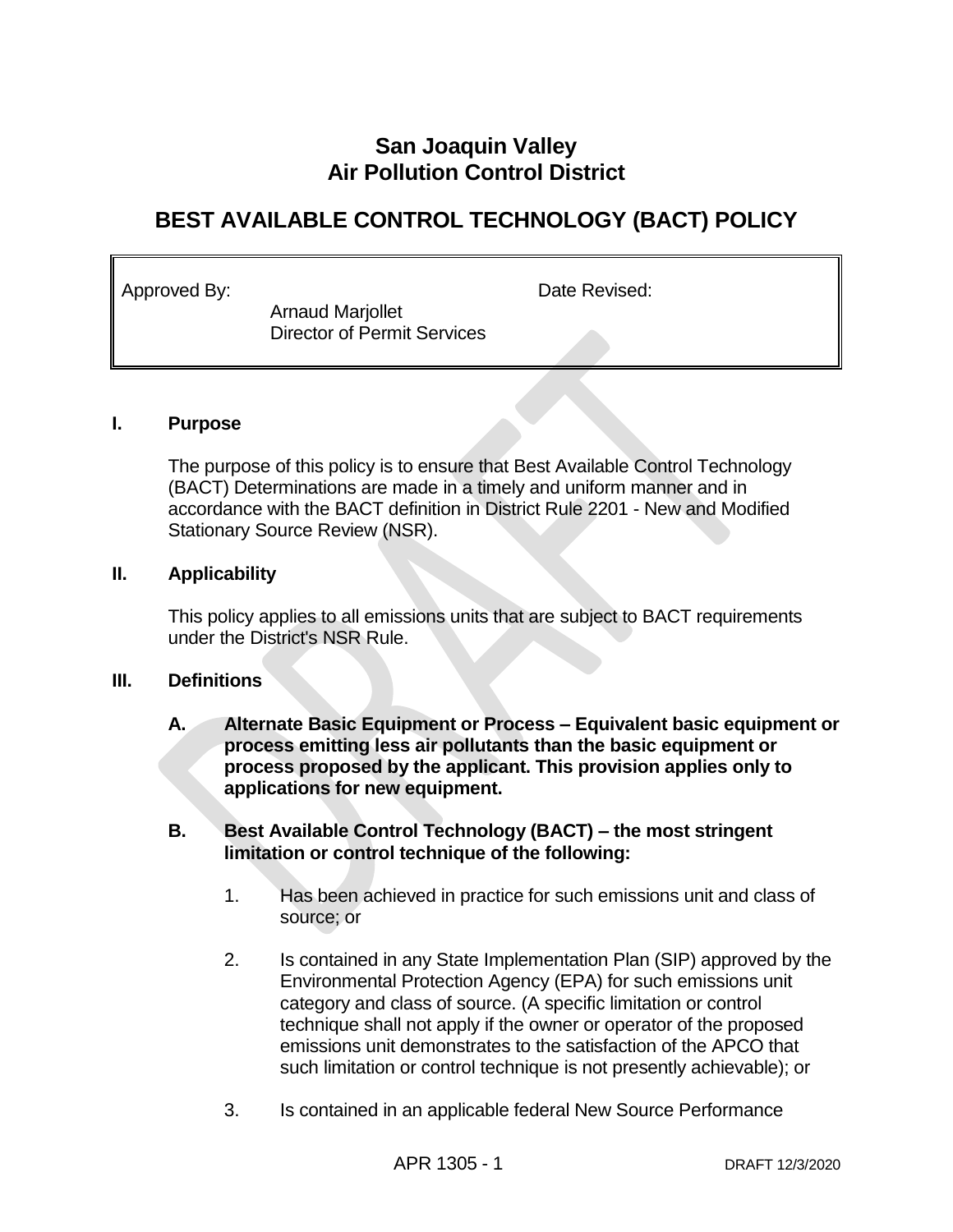# San Joaquin Valley Air Pollution Control District

## BEST AVAILABLE CONTROL TECHNOLOGY (BACT) POLICY

| | | |
|---|---|---|
| Approved By: | Arnaud Marjollet<br>Director of Permit Services | Date Revised: |

### I. Purpose

The purpose of this policy is to ensure that Best Available Control Technology (BACT) Determinations are made in a timely and uniform manner and in accordance with the BACT definition in District Rule 2201 - New and Modified Stationary Source Review (NSR).

### II. Applicability

This policy applies to all emissions units that are subject to BACT requirements under the District's NSR Rule.

### III. Definitions

**A. Alternate Basic Equipment or Process – Equivalent basic equipment or process emitting less air pollutants than the basic equipment or process proposed by the applicant. This provision applies only to applications for new equipment.**

**B. Best Available Control Technology (BACT) – the most stringent limitation or control technique of the following:**

1. Has been achieved in practice for such emissions unit and class of source; or

2. Is contained in any State Implementation Plan (SIP) approved by the Environmental Protection Agency (EPA) for such emissions unit category and class of source. (A specific limitation or control technique shall not apply if the owner or operator of the proposed emissions unit demonstrates to the satisfaction of the APCO that such limitation or control technique is not presently achievable); or

3. Is contained in an applicable federal New Source Performance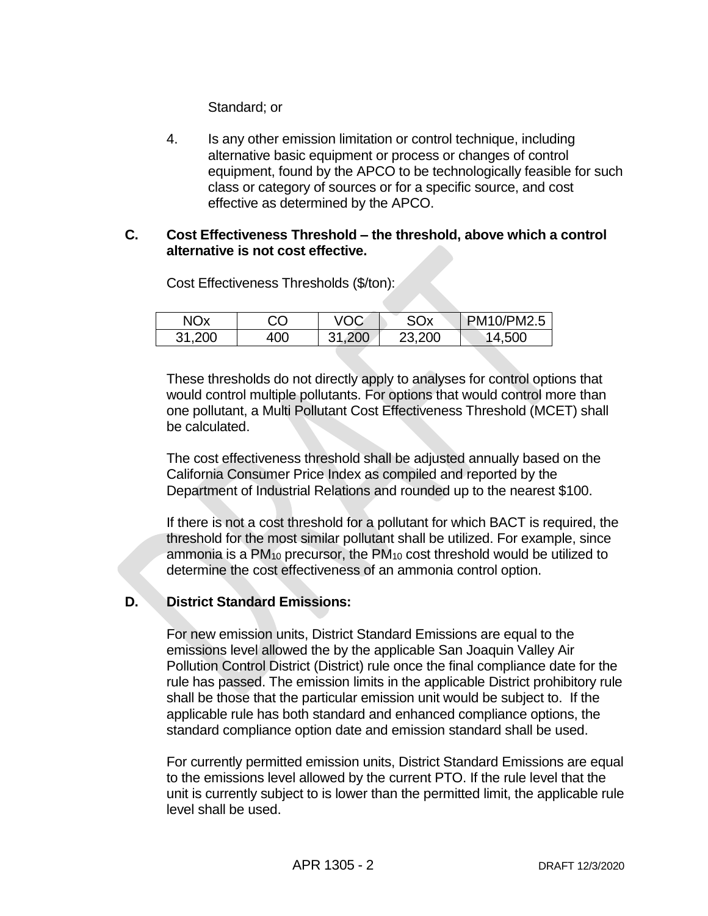Standard; or

4. Is any other emission limitation or control technique, including alternative basic equipment or process or changes of control equipment, found by the APCO to be technologically feasible for such class or category of sources or for a specific source, and cost effective as determined by the APCO.

**C. Cost Effectiveness Threshold – the threshold, above which a control alternative is not cost effective.**

Cost Effectiveness Thresholds ($/ton):

| NOx | CO | VOC | SOx | PM10/PM2.5 |
|---|---|---|---|---|
| 31,200 | 400 | 31,200 | 23,200 | 14,500 |

These thresholds do not directly apply to analyses for control options that would control multiple pollutants. For options that would control more than one pollutant, a Multi Pollutant Cost Effectiveness Threshold (MCET) shall be calculated.

The cost effectiveness threshold shall be adjusted annually based on the California Consumer Price Index as compiled and reported by the Department of Industrial Relations and rounded up to the nearest $100.

If there is not a cost threshold for a pollutant for which BACT is required, the threshold for the most similar pollutant shall be utilized. For example, since ammonia is a $PM_{10}$ precursor, the $PM_{10}$ cost threshold would be utilized to determine the cost effectiveness of an ammonia control option.

**D. District Standard Emissions:**

For new emission units, District Standard Emissions are equal to the emissions level allowed the by the applicable San Joaquin Valley Air Pollution Control District (District) rule once the final compliance date for the rule has passed. The emission limits in the applicable District prohibitory rule shall be those that the particular emission unit would be subject to. If the applicable rule has both standard and enhanced compliance options, the standard compliance option date and emission standard shall be used.

For currently permitted emission units, District Standard Emissions are equal to the emissions level allowed by the current PTO. If the rule level that the unit is currently subject to is lower than the permitted limit, the applicable rule level shall be used.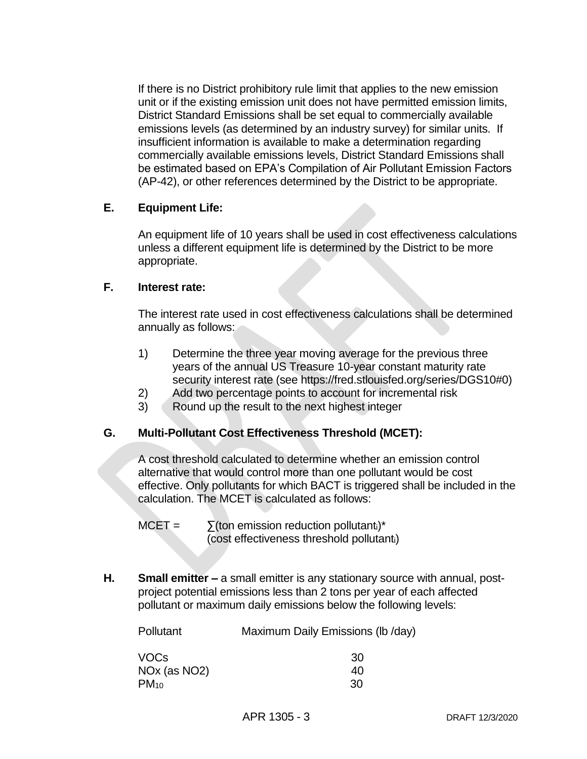If there is no District prohibitory rule limit that applies to the new emission unit or if the existing emission unit does not have permitted emission limits, District Standard Emissions shall be set equal to commercially available emissions levels (as determined by an industry survey) for similar units. If insufficient information is available to make a determination regarding commercially available emissions levels, District Standard Emissions shall be estimated based on EPA's Compilation of Air Pollutant Emission Factors (AP-42), or other references determined by the District to be appropriate.

**E. Equipment Life:**

An equipment life of 10 years shall be used in cost effectiveness calculations unless a different equipment life is determined by the District to be more appropriate.

**F. Interest rate:**

The interest rate used in cost effectiveness calculations shall be determined annually as follows:

1) Determine the three year moving average for the previous three years of the annual US Treasure 10-year constant maturity rate security interest rate (see https://fred.stlouisfed.org/series/DGS10#0)
2) Add two percentage points to account for incremental risk
3) Round up the result to the next highest integer

**G. Multi-Pollutant Cost Effectiveness Threshold (MCET):**

A cost threshold calculated to determine whether an emission control alternative that would control more than one pollutant would be cost effective. Only pollutants for which BACT is triggered shall be included in the calculation. The MCET is calculated as follows:

$$MCET = \sum(\text{ton emission reduction pollutant}_i) * (\text{cost effectiveness threshold pollutant}_i)$$

**H. Small emitter –** a small emitter is any stationary source with annual, post-project potential emissions less than 2 tons per year of each affected pollutant or maximum daily emissions below the following levels:

| Pollutant | Maximum Daily Emissions (lb /day) |
|---|---|
| VOCs | 30 |
| NOx (as NO2) | 40 |
| $PM_{10}$ | 30 |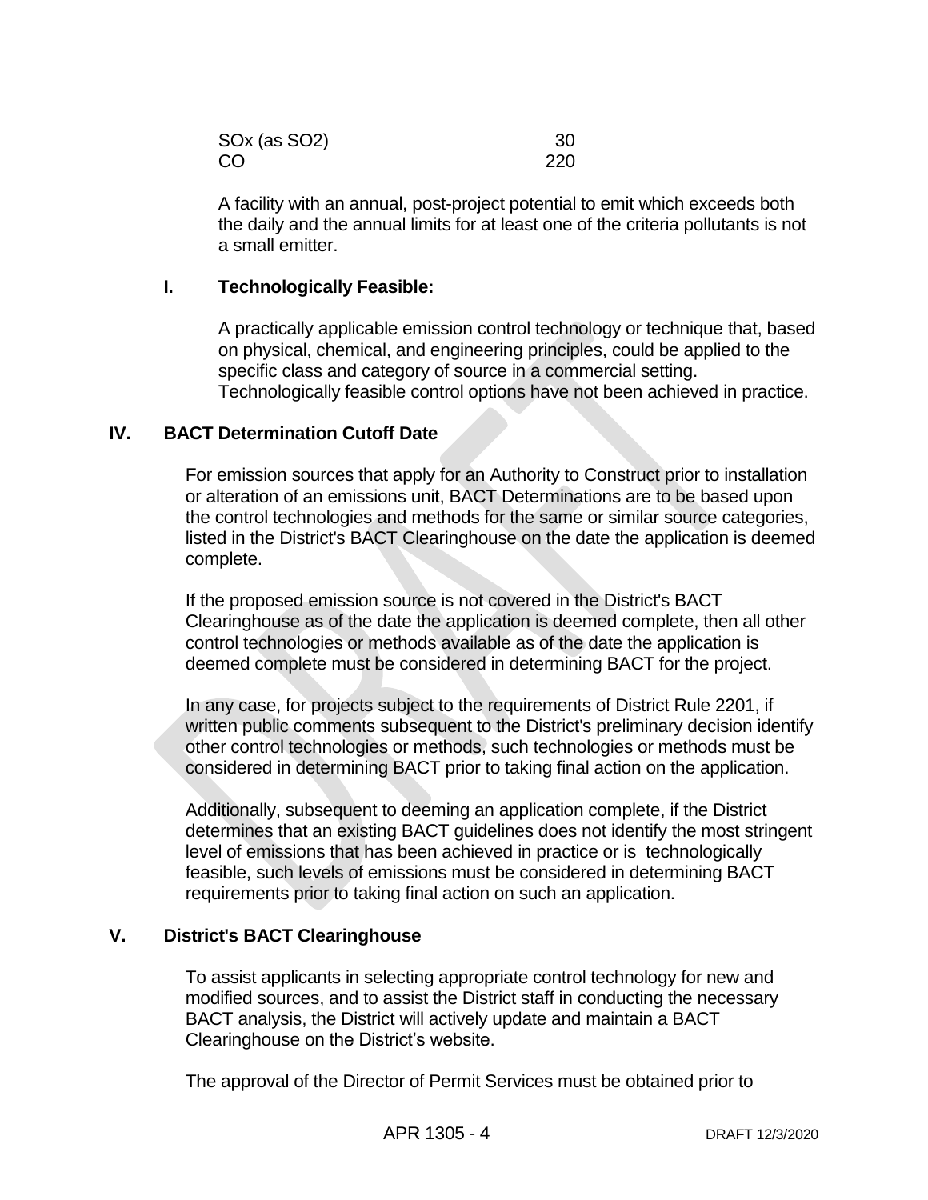| | |
|---|---|
| SOx (as SO2) | 30 |
| CO | 220 |

A facility with an annual, post-project potential to emit which exceeds both the daily and the annual limits for at least one of the criteria pollutants is not a small emitter.

### I. Technologically Feasible:

A practically applicable emission control technology or technique that, based on physical, chemical, and engineering principles, could be applied to the specific class and category of source in a commercial setting. Technologically feasible control options have not been achieved in practice.

## IV. BACT Determination Cutoff Date

For emission sources that apply for an Authority to Construct prior to installation or alteration of an emissions unit, BACT Determinations are to be based upon the control technologies and methods for the same or similar source categories, listed in the District's BACT Clearinghouse on the date the application is deemed complete.

If the proposed emission source is not covered in the District's BACT Clearinghouse as of the date the application is deemed complete, then all other control technologies or methods available as of the date the application is deemed complete must be considered in determining BACT for the project.

In any case, for projects subject to the requirements of District Rule 2201, if written public comments subsequent to the District's preliminary decision identify other control technologies or methods, such technologies or methods must be considered in determining BACT prior to taking final action on the application.

Additionally, subsequent to deeming an application complete, if the District determines that an existing BACT guidelines does not identify the most stringent level of emissions that has been achieved in practice or is technologically feasible, such levels of emissions must be considered in determining BACT requirements prior to taking final action on such an application.

## V. District's BACT Clearinghouse

To assist applicants in selecting appropriate control technology for new and modified sources, and to assist the District staff in conducting the necessary BACT analysis, the District will actively update and maintain a BACT Clearinghouse on the District's website.

The approval of the Director of Permit Services must be obtained prior to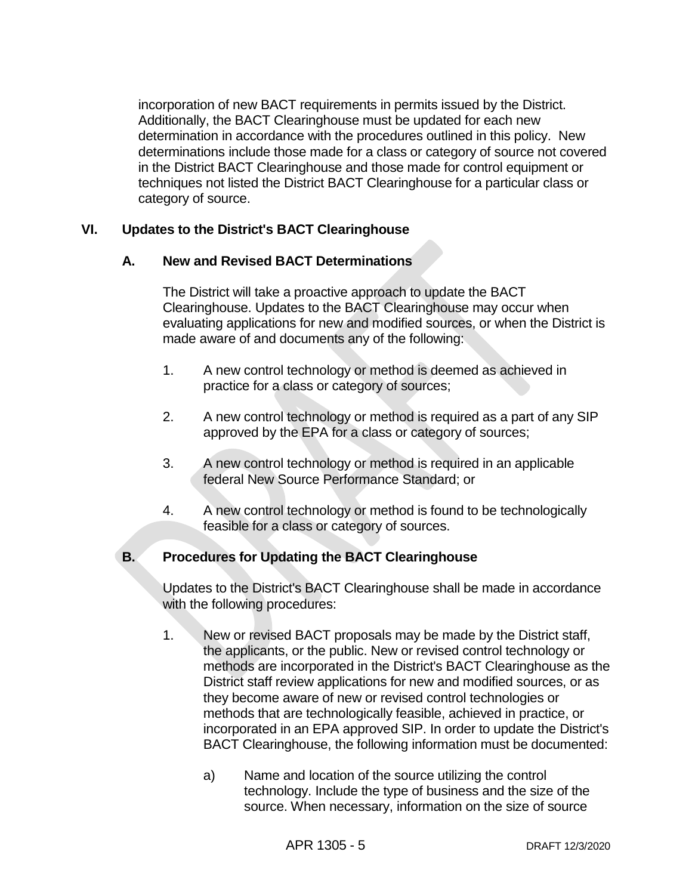incorporation of new BACT requirements in permits issued by the District. Additionally, the BACT Clearinghouse must be updated for each new determination in accordance with the procedures outlined in this policy. New determinations include those made for a class or category of source not covered in the District BACT Clearinghouse and those made for control equipment or techniques not listed the District BACT Clearinghouse for a particular class or category of source.

## VI. Updates to the District's BACT Clearinghouse

### A. New and Revised BACT Determinations

The District will take a proactive approach to update the BACT Clearinghouse. Updates to the BACT Clearinghouse may occur when evaluating applications for new and modified sources, or when the District is made aware of and documents any of the following:

1. A new control technology or method is deemed as achieved in practice for a class or category of sources;

2. A new control technology or method is required as a part of any SIP approved by the EPA for a class or category of sources;

3. A new control technology or method is required in an applicable federal New Source Performance Standard; or

4. A new control technology or method is found to be technologically feasible for a class or category of sources.

### B. Procedures for Updating the BACT Clearinghouse

Updates to the District's BACT Clearinghouse shall be made in accordance with the following procedures:

1. New or revised BACT proposals may be made by the District staff, the applicants, or the public. New or revised control technology or methods are incorporated in the District's BACT Clearinghouse as the District staff review applications for new and modified sources, or as they become aware of new or revised control technologies or methods that are technologically feasible, achieved in practice, or incorporated in an EPA approved SIP. In order to update the District's BACT Clearinghouse, the following information must be documented:

    a) Name and location of the source utilizing the control technology. Include the type of business and the size of the source. When necessary, information on the size of source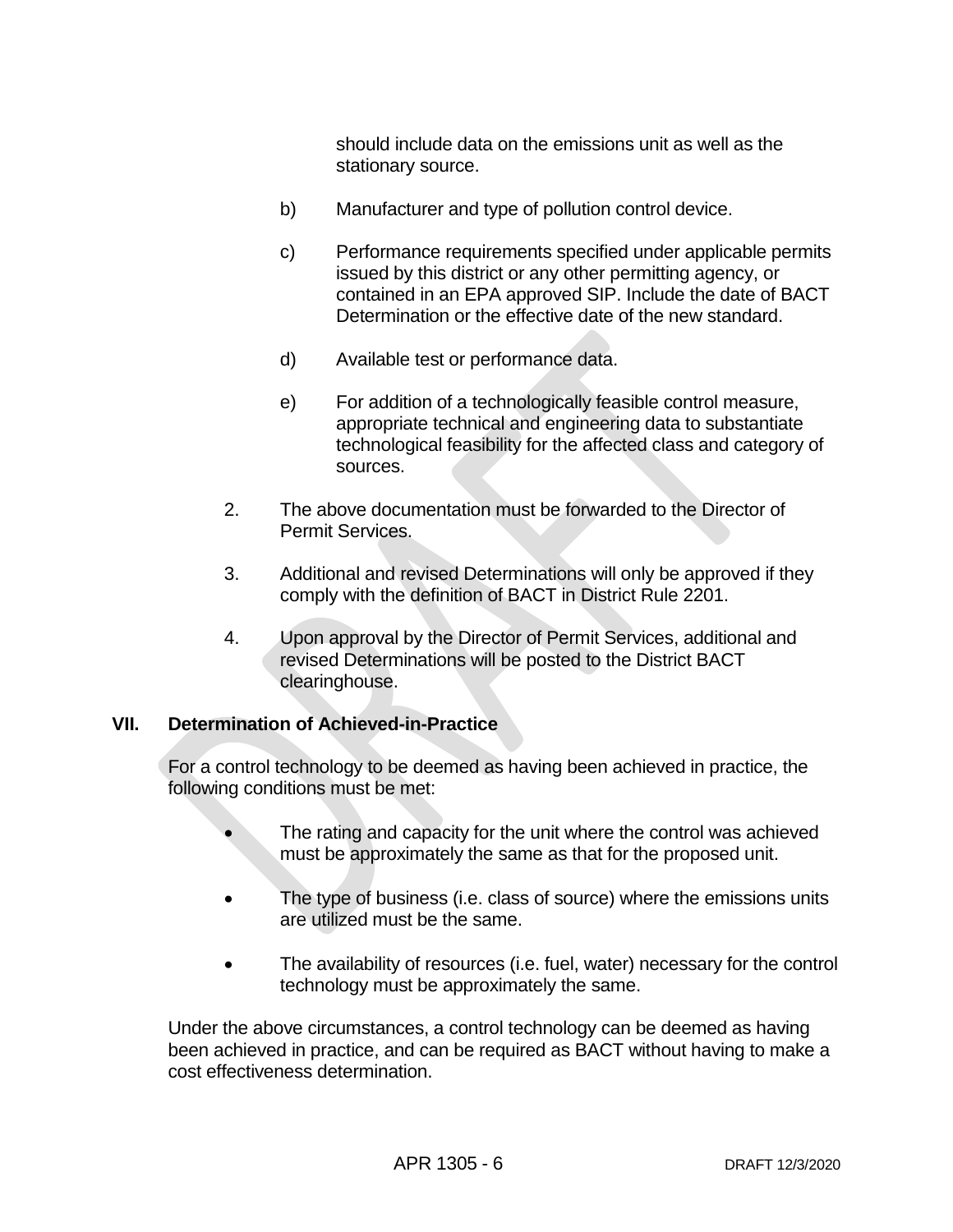should include data on the emissions unit as well as the stationary source.

b) Manufacturer and type of pollution control device.

c) Performance requirements specified under applicable permits issued by this district or any other permitting agency, or contained in an EPA approved SIP. Include the date of BACT Determination or the effective date of the new standard.

d) Available test or performance data.

e) For addition of a technologically feasible control measure, appropriate technical and engineering data to substantiate technological feasibility for the affected class and category of sources.

2. The above documentation must be forwarded to the Director of Permit Services.

3. Additional and revised Determinations will only be approved if they comply with the definition of BACT in District Rule 2201.

4. Upon approval by the Director of Permit Services, additional and revised Determinations will be posted to the District BACT clearinghouse.

## VII. Determination of Achieved-in-Practice

For a control technology to be deemed as having been achieved in practice, the following conditions must be met:

- The rating and capacity for the unit where the control was achieved must be approximately the same as that for the proposed unit.

- The type of business (i.e. class of source) where the emissions units are utilized must be the same.

- The availability of resources (i.e. fuel, water) necessary for the control technology must be approximately the same.

Under the above circumstances, a control technology can be deemed as having been achieved in practice, and can be required as BACT without having to make a cost effectiveness determination.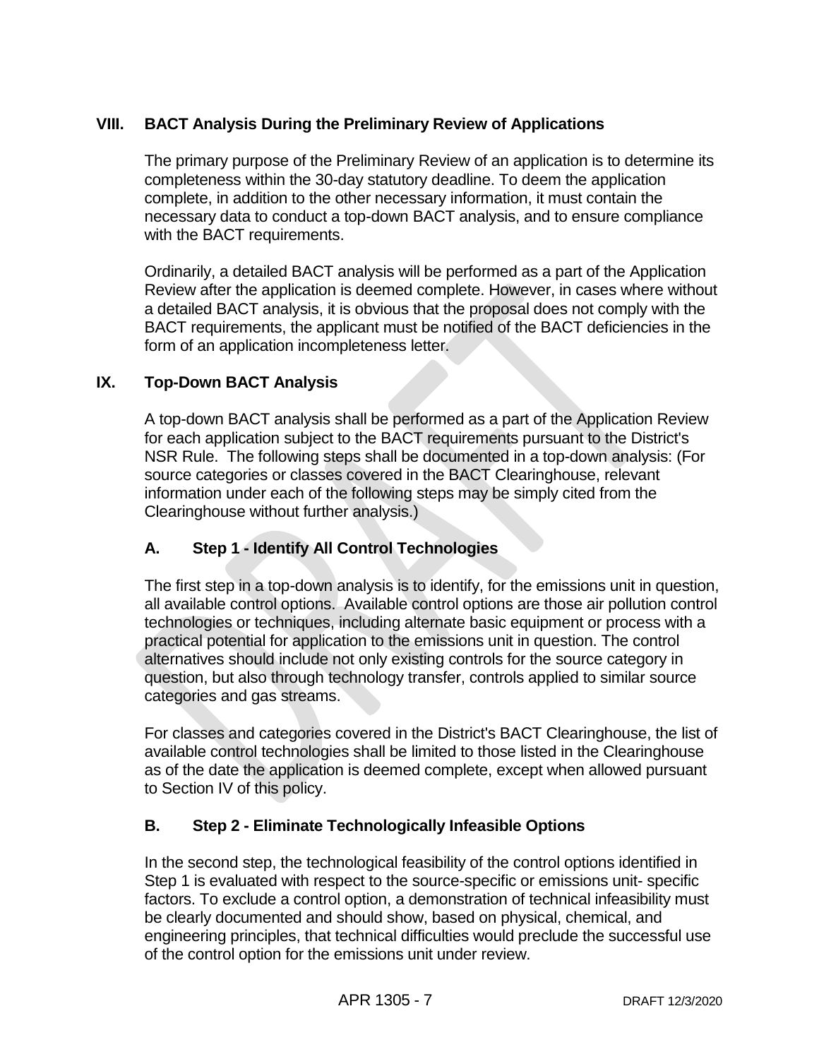## VIII. BACT Analysis During the Preliminary Review of Applications

The primary purpose of the Preliminary Review of an application is to determine its completeness within the 30-day statutory deadline. To deem the application complete, in addition to the other necessary information, it must contain the necessary data to conduct a top-down BACT analysis, and to ensure compliance with the BACT requirements.

Ordinarily, a detailed BACT analysis will be performed as a part of the Application Review after the application is deemed complete. However, in cases where without a detailed BACT analysis, it is obvious that the proposal does not comply with the BACT requirements, the applicant must be notified of the BACT deficiencies in the form of an application incompleteness letter.

## IX. Top-Down BACT Analysis

A top-down BACT analysis shall be performed as a part of the Application Review for each application subject to the BACT requirements pursuant to the District's NSR Rule. The following steps shall be documented in a top-down analysis: (For source categories or classes covered in the BACT Clearinghouse, relevant information under each of the following steps may be simply cited from the Clearinghouse without further analysis.)

### A. Step 1 - Identify All Control Technologies

The first step in a top-down analysis is to identify, for the emissions unit in question, all available control options. Available control options are those air pollution control technologies or techniques, including alternate basic equipment or process with a practical potential for application to the emissions unit in question. The control alternatives should include not only existing controls for the source category in question, but also through technology transfer, controls applied to similar source categories and gas streams.

For classes and categories covered in the District's BACT Clearinghouse, the list of available control technologies shall be limited to those listed in the Clearinghouse as of the date the application is deemed complete, except when allowed pursuant to Section IV of this policy.

### B. Step 2 - Eliminate Technologically Infeasible Options

In the second step, the technological feasibility of the control options identified in Step 1 is evaluated with respect to the source-specific or emissions unit- specific factors. To exclude a control option, a demonstration of technical infeasibility must be clearly documented and should show, based on physical, chemical, and engineering principles, that technical difficulties would preclude the successful use of the control option for the emissions unit under review.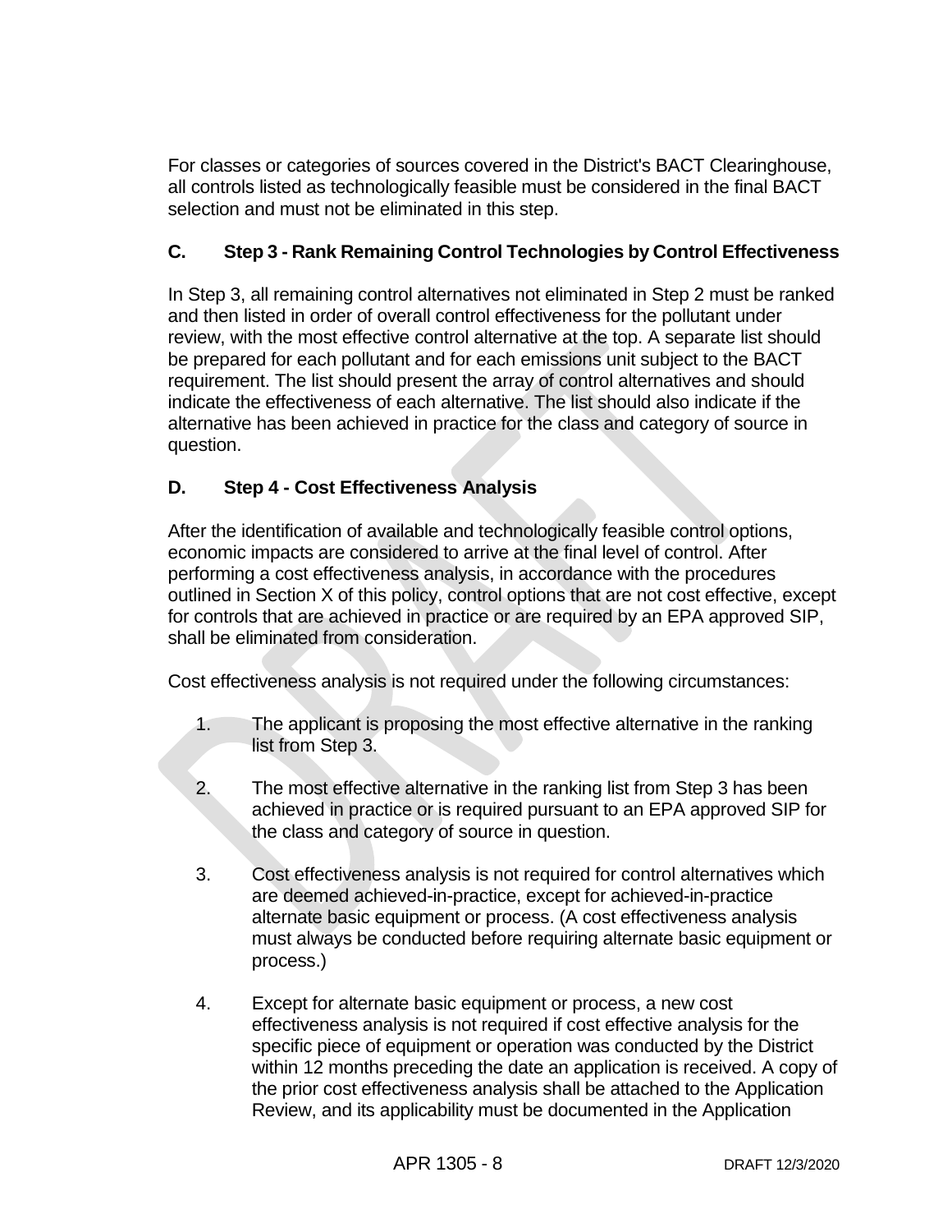For classes or categories of sources covered in the District's BACT Clearinghouse, all controls listed as technologically feasible must be considered in the final BACT selection and must not be eliminated in this step.

### C. Step 3 - Rank Remaining Control Technologies by Control Effectiveness

In Step 3, all remaining control alternatives not eliminated in Step 2 must be ranked and then listed in order of overall control effectiveness for the pollutant under review, with the most effective control alternative at the top. A separate list should be prepared for each pollutant and for each emissions unit subject to the BACT requirement. The list should present the array of control alternatives and should indicate the effectiveness of each alternative. The list should also indicate if the alternative has been achieved in practice for the class and category of source in question.

### D. Step 4 - Cost Effectiveness Analysis

After the identification of available and technologically feasible control options, economic impacts are considered to arrive at the final level of control. After performing a cost effectiveness analysis, in accordance with the procedures outlined in Section X of this policy, control options that are not cost effective, except for controls that are achieved in practice or are required by an EPA approved SIP, shall be eliminated from consideration.

Cost effectiveness analysis is not required under the following circumstances:

1. The applicant is proposing the most effective alternative in the ranking list from Step 3.

2. The most effective alternative in the ranking list from Step 3 has been achieved in practice or is required pursuant to an EPA approved SIP for the class and category of source in question.

3. Cost effectiveness analysis is not required for control alternatives which are deemed achieved-in-practice, except for achieved-in-practice alternate basic equipment or process. (A cost effectiveness analysis must always be conducted before requiring alternate basic equipment or process.)

4. Except for alternate basic equipment or process, a new cost effectiveness analysis is not required if cost effective analysis for the specific piece of equipment or operation was conducted by the District within 12 months preceding the date an application is received. A copy of the prior cost effectiveness analysis shall be attached to the Application Review, and its applicability must be documented in the Application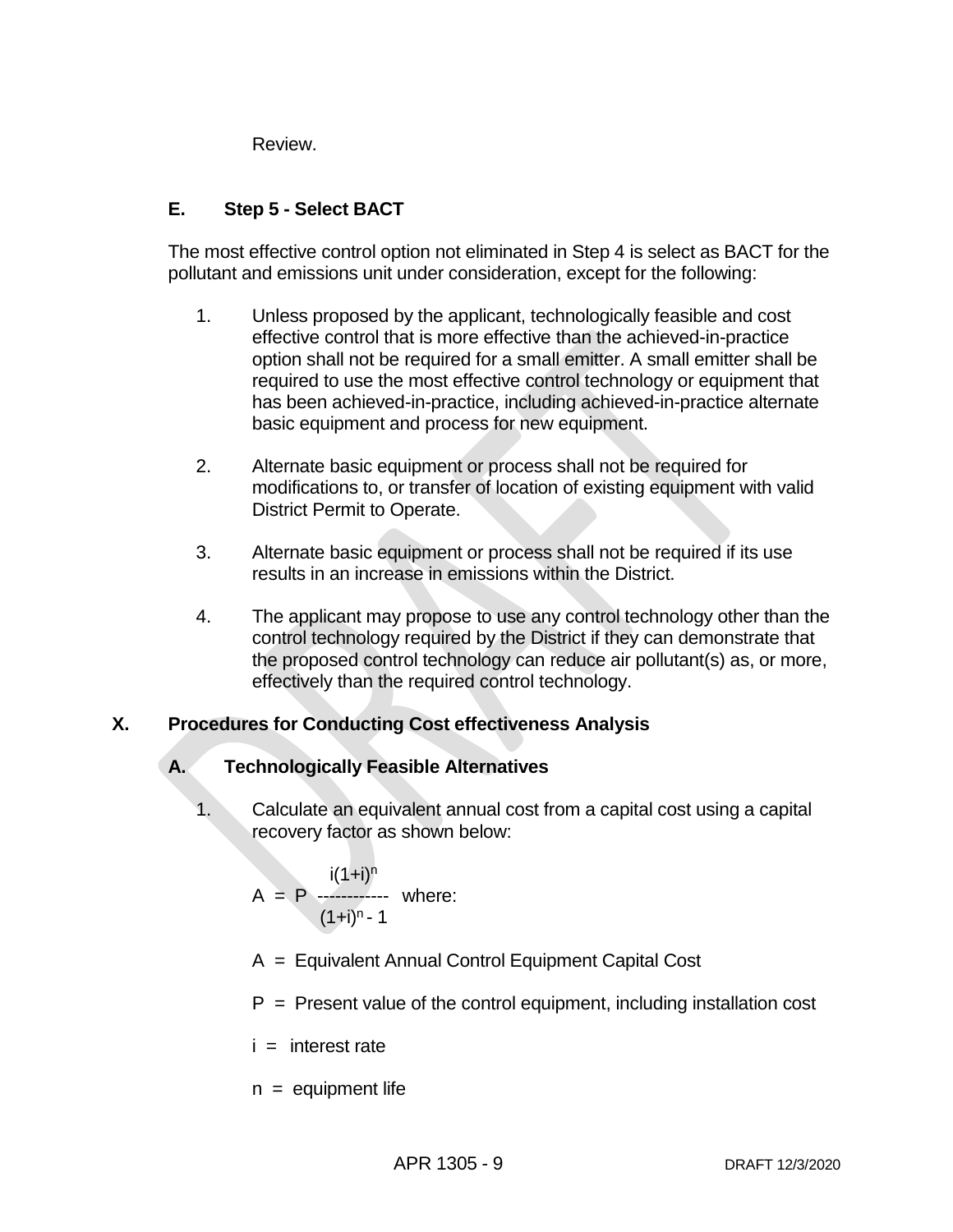Review.

### E. Step 5 - Select BACT

The most effective control option not eliminated in Step 4 is select as BACT for the pollutant and emissions unit under consideration, except for the following:

1. Unless proposed by the applicant, technologically feasible and cost effective control that is more effective than the achieved-in-practice option shall not be required for a small emitter. A small emitter shall be required to use the most effective control technology or equipment that has been achieved-in-practice, including achieved-in-practice alternate basic equipment and process for new equipment.

2. Alternate basic equipment or process shall not be required for modifications to, or transfer of location of existing equipment with valid District Permit to Operate.

3. Alternate basic equipment or process shall not be required if its use results in an increase in emissions within the District.

4. The applicant may propose to use any control technology other than the control technology required by the District if they can demonstrate that the proposed control technology can reduce air pollutant(s) as, or more, effectively than the required control technology.

## X. Procedures for Conducting Cost effectiveness Analysis

### A. Technologically Feasible Alternatives

1. Calculate an equivalent annual cost from a capital cost using a capital recovery factor as shown below:

$$A = P \frac{i(1+i)^n}{(1+i)^n - 1}$$

where:

A = Equivalent Annual Control Equipment Capital Cost

P = Present value of the control equipment, including installation cost

i = interest rate

n = equipment life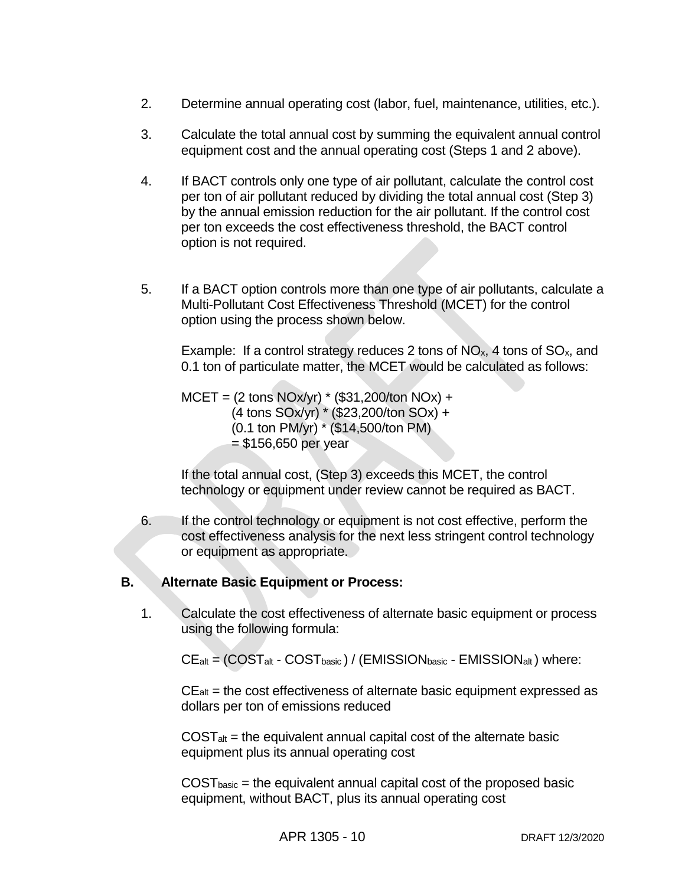2. Determine annual operating cost (labor, fuel, maintenance, utilities, etc.).

3. Calculate the total annual cost by summing the equivalent annual control equipment cost and the annual operating cost (Steps 1 and 2 above).

4. If BACT controls only one type of air pollutant, calculate the control cost per ton of air pollutant reduced by dividing the total annual cost (Step 3) by the annual emission reduction for the air pollutant. If the control cost per ton exceeds the cost effectiveness threshold, the BACT control option is not required.

5. If a BACT option controls more than one type of air pollutants, calculate a Multi-Pollutant Cost Effectiveness Threshold (MCET) for the control option using the process shown below.

   Example: If a control strategy reduces 2 tons of $NO_x$, 4 tons of $SO_x$, and 0.1 ton of particulate matter, the MCET would be calculated as follows:

   MCET = (2 tons NOx/yr) * ($31,200/ton NOx) +
   (4 tons SOx/yr) * ($23,200/ton SOx) +
   (0.1 ton PM/yr) * ($14,500/ton PM)
   = $156,650 per year

   If the total annual cost, (Step 3) exceeds this MCET, the control technology or equipment under review cannot be required as BACT.

6. If the control technology or equipment is not cost effective, perform the cost effectiveness analysis for the next less stringent control technology or equipment as appropriate.

## B. Alternate Basic Equipment or Process:

1. Calculate the cost effectiveness of alternate basic equipment or process using the following formula:

   $CE_{alt} = (COST_{alt} - COST_{basic}) / (EMISSION_{basic} - EMISSION_{alt})$ where:

   $CE_{alt}$ = the cost effectiveness of alternate basic equipment expressed as dollars per ton of emissions reduced

   $COST_{alt}$ = the equivalent annual capital cost of the alternate basic equipment plus its annual operating cost

   $COST_{basic}$ = the equivalent annual capital cost of the proposed basic equipment, without BACT, plus its annual operating cost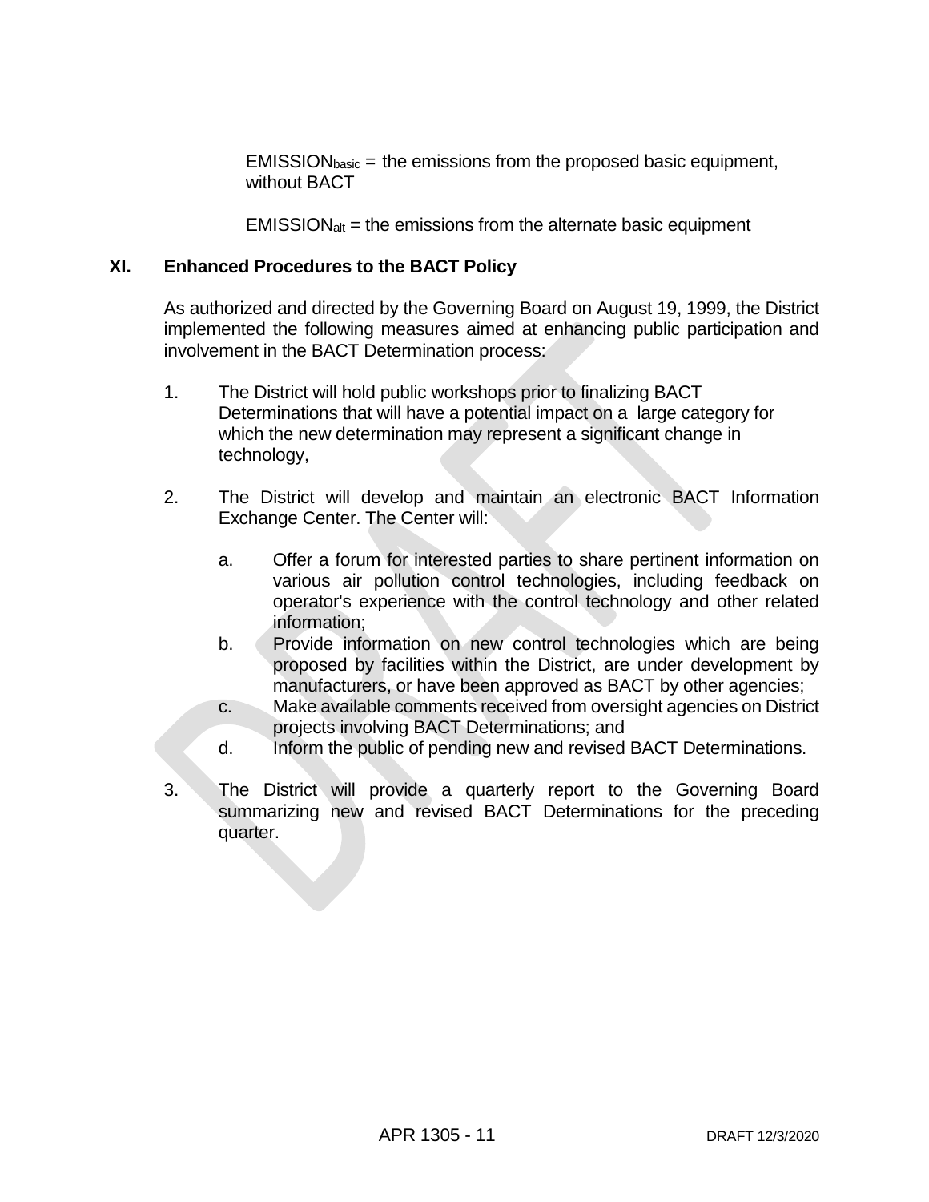$EMISSION_{basic}$ = the emissions from the proposed basic equipment, without BACT

$EMISSION_{alt}$ = the emissions from the alternate basic equipment

## XI. Enhanced Procedures to the BACT Policy

As authorized and directed by the Governing Board on August 19, 1999, the District implemented the following measures aimed at enhancing public participation and involvement in the BACT Determination process:

1. The District will hold public workshops prior to finalizing BACT Determinations that will have a potential impact on a large category for which the new determination may represent a significant change in technology,

2. The District will develop and maintain an electronic BACT Information Exchange Center. The Center will:

   a. Offer a forum for interested parties to share pertinent information on various air pollution control technologies, including feedback on operator's experience with the control technology and other related information;
   b. Provide information on new control technologies which are being proposed by facilities within the District, are under development by manufacturers, or have been approved as BACT by other agencies;
   c. Make available comments received from oversight agencies on District projects involving BACT Determinations; and
   d. Inform the public of pending new and revised BACT Determinations.

3. The District will provide a quarterly report to the Governing Board summarizing new and revised BACT Determinations for the preceding quarter.